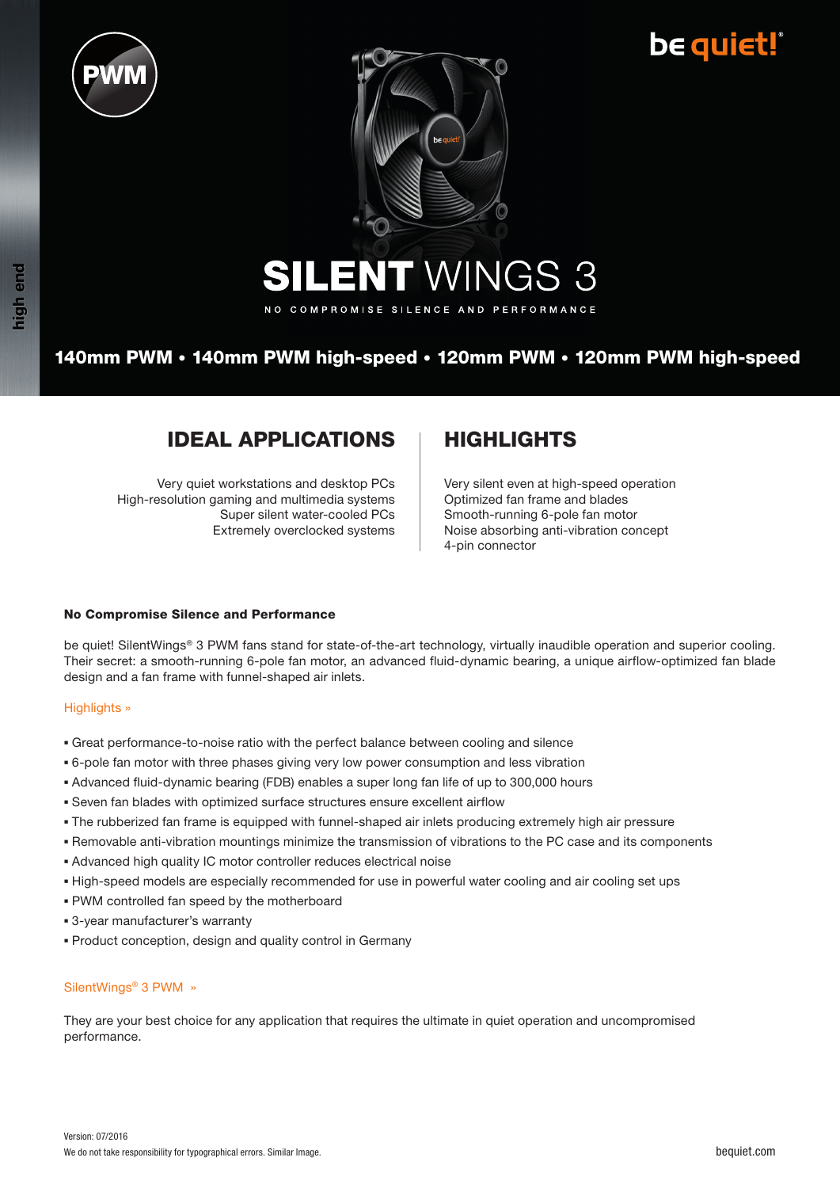PWM

be quiet!

high end

# SILENT WINGS 3

NO COMPROMISE SILENCE AND PERFORMANCE

**140mm PWM • 140mm PWM high-speed • 120mm PWM • 120mm PWM high-speed**

## IDEAL APPLICATIONS

Very quiet workstations and desktop PCs
High-resolution gaming and multimedia systems
Super silent water-cooled PCs
Extremely overclocked systems

## HIGHLIGHTS

Very silent even at high-speed operation
Optimized fan frame and blades
Smooth-running 6-pole fan motor
Noise absorbing anti-vibration concept
4-pin connector

### No Compromise Silence and Performance

be quiet! SilentWings® 3 PWM fans stand for state-of-the-art technology, virtually inaudible operation and superior cooling. Their secret: a smooth-running 6-pole fan motor, an advanced fluid-dynamic bearing, a unique airflow-optimized fan blade design and a fan frame with funnel-shaped air inlets.

Highlights »

- Great performance-to-noise ratio with the perfect balance between cooling and silence
- 6-pole fan motor with three phases giving very low power consumption and less vibration
- Advanced fluid-dynamic bearing (FDB) enables a super long fan life of up to 300,000 hours
- Seven fan blades with optimized surface structures ensure excellent airflow
- The rubberized fan frame is equipped with funnel-shaped air inlets producing extremely high air pressure
- Removable anti-vibration mountings minimize the transmission of vibrations to the PC case and its components
- Advanced high quality IC motor controller reduces electrical noise
- High-speed models are especially recommended for use in powerful water cooling and air cooling set ups
- PWM controlled fan speed by the motherboard
- 3-year manufacturer's warranty
- Product conception, design and quality control in Germany

SilentWings® 3 PWM »

They are your best choice for any application that requires the ultimate in quiet operation and uncompromised performance.

Version: 07/2016
We do not take responsibility for typographical errors. Similar Image.

bequiet.com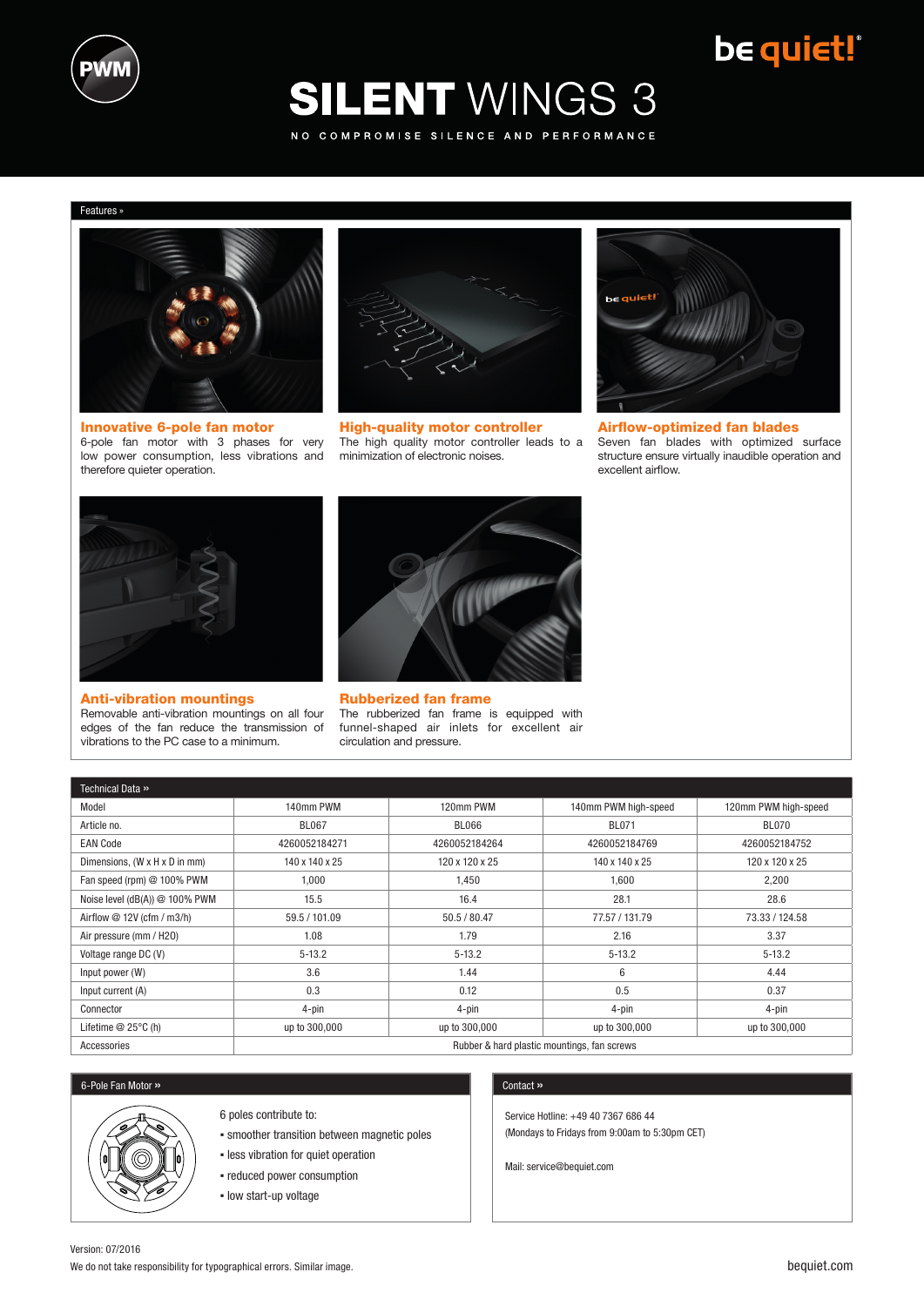be quiet!

# SILENT WINGS 3

NO COMPROMISE SILENCE AND PERFORMANCE

PWM

## Features »

### Innovative 6-pole fan motor
6-pole fan motor with 3 phases for very low power consumption, less vibrations and therefore quieter operation.

### High-quality motor controller
The high quality motor controller leads to a minimization of electronic noises.

### Airflow-optimized fan blades
Seven fan blades with optimized surface structure ensure virtually inaudible operation and excellent airflow.

### Anti-vibration mountings
Removable anti-vibration mountings on all four edges of the fan reduce the transmission of vibrations to the PC case to a minimum.

### Rubberized fan frame
The rubberized fan frame is equipped with funnel-shaped air inlets for excellent air circulation and pressure.

## Technical Data »

| Model | 140mm PWM | 120mm PWM | 140mm PWM high-speed | 120mm PWM high-speed |
|---|---|---|---|---|
| Article no. | BL067 | BL066 | BL071 | BL070 |
| EAN Code | 4260052184271 | 4260052184264 | 4260052184769 | 4260052184752 |
| Dimensions, (W x H x D in mm) | 140 x 140 x 25 | 120 x 120 x 25 | 140 x 140 x 25 | 120 x 120 x 25 |
| Fan speed (rpm) @ 100% PWM | 1,000 | 1,450 | 1,600 | 2,200 |
| Noise level (dB(A)) @ 100% PWM | 15.5 | 16.4 | 28.1 | 28.6 |
| Airflow @ 12V (cfm / m3/h) | 59.5 / 101.09 | 50.5 / 80.47 | 77.57 / 131.79 | 73.33 / 124.58 |
| Air pressure (mm / H2O) | 1.08 | 1.79 | 2.16 | 3.37 |
| Voltage range DC (V) | 5-13.2 | 5-13.2 | 5-13.2 | 5-13.2 |
| Input power (W) | 3.6 | 1.44 | 6 | 4.44 |
| Input current (A) | 0.3 | 0.12 | 0.5 | 0.37 |
| Connector | 4-pin | 4-pin | 4-pin | 4-pin |
| Lifetime @ 25°C (h) | up to 300,000 | up to 300,000 | up to 300,000 | up to 300,000 |
| Accessories | Rubber & hard plastic mountings, fan screws | | | |

## 6-Pole Fan Motor »

6 poles contribute to:

- smoother transition between magnetic poles
- less vibration for quiet operation
- reduced power consumption
- low start-up voltage

## Contact »

Service Hotline: +49 40 7367 686 44
(Mondays to Fridays from 9:00am to 5:30pm CET)

Mail: service@bequiet.com

Version: 07/2016
We do not take responsibility for typographical errors. Similar image.

bequiet.com